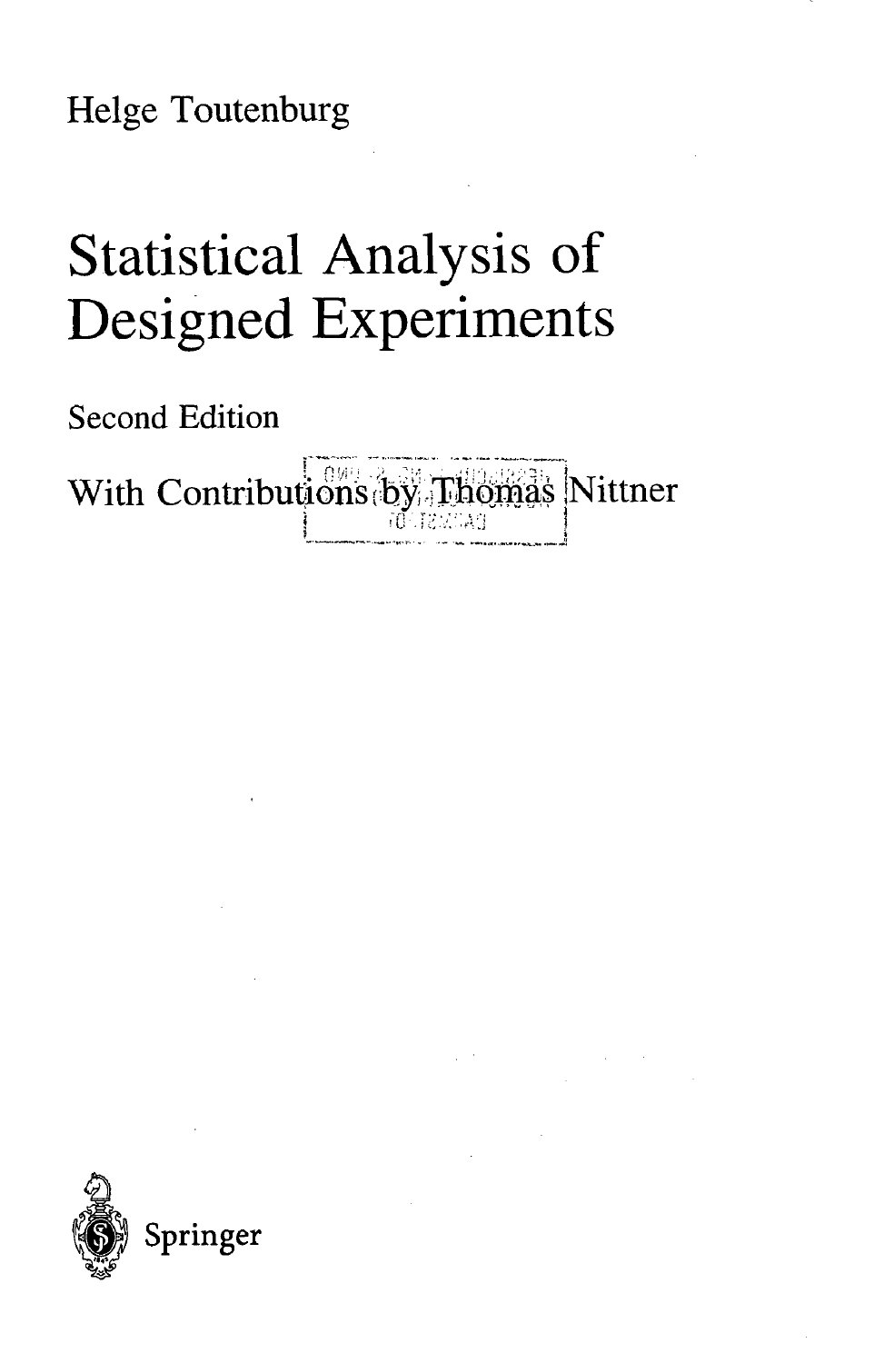Helge Toutenburg

# Statistical Analysis of Designed Experiments

Second Edition

With Contributions by Thomas Nittner

Springer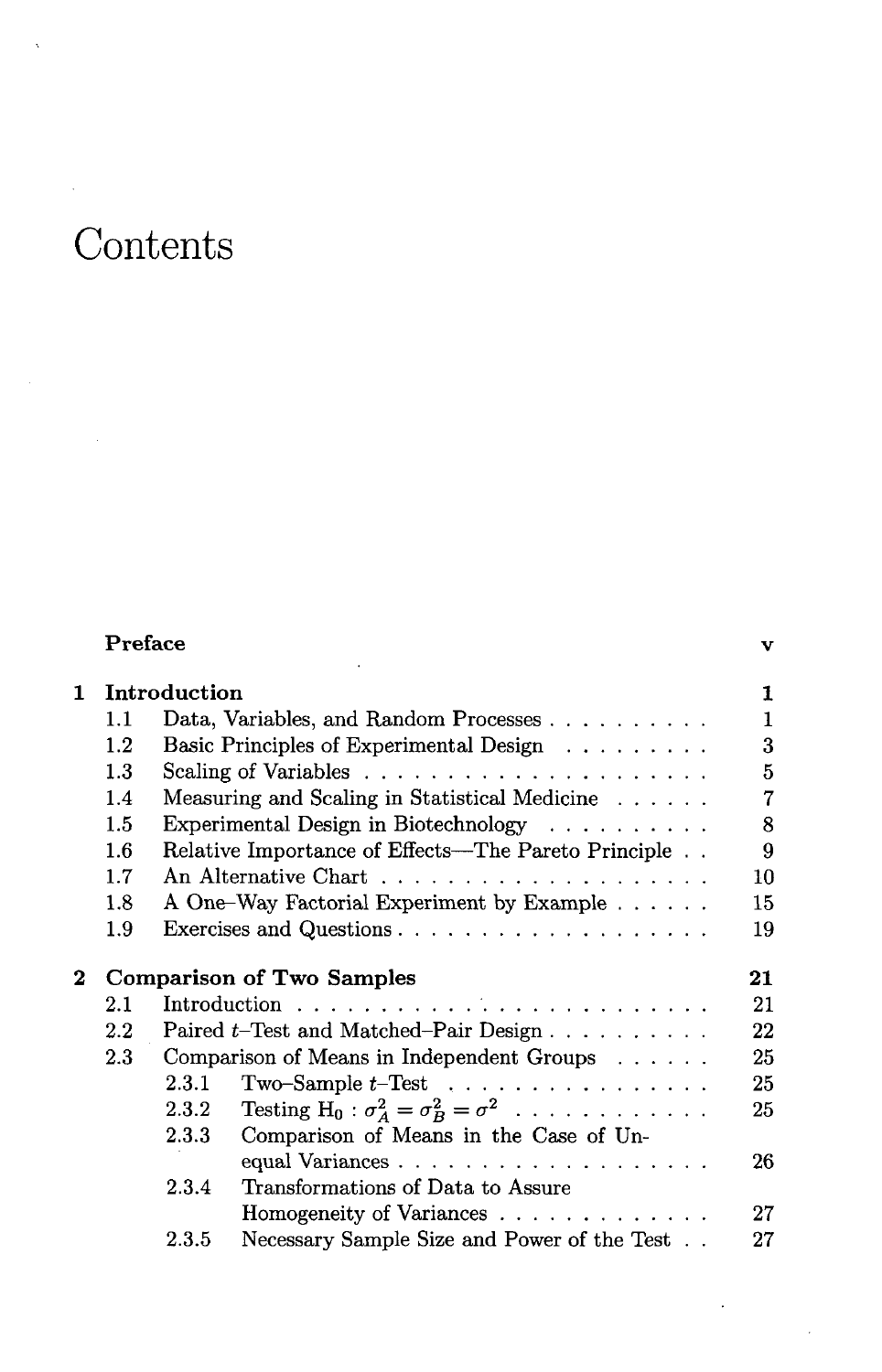# Contents

**Preface** v

**1 Introduction** **1**

- 1.1 Data, Variables, and Random Processes . . . . . . . . . . 1
- 1.2 Basic Principles of Experimental Design . . . . . . . . . 3
- 1.3 Scaling of Variables . . . . . . . . . . . . . . . . . . . . . 5
- 1.4 Measuring and Scaling in Statistical Medicine . . . . . . 7
- 1.5 Experimental Design in Biotechnology . . . . . . . . . . 8
- 1.6 Relative Importance of Effects—The Pareto Principle . . 9
- 1.7 An Alternative Chart . . . . . . . . . . . . . . . . . . . . 10
- 1.8 A One–Way Factorial Experiment by Example . . . . . . 15
- 1.9 Exercises and Questions . . . . . . . . . . . . . . . . . . . 19

**2 Comparison of Two Samples** **21**

- 2.1 Introduction . . . . . . . . . . . . . . . . . . . . . . . . . 21
- 2.2 Paired $t$–Test and Matched–Pair Design . . . . . . . . . . 22
- 2.3 Comparison of Means in Independent Groups . . . . . . 25
  - 2.3.1 Two–Sample $t$–Test . . . . . . . . . . . . . . . . 25
  - 2.3.2 Testing $H_0 : \sigma_A^2 = \sigma_B^2 = \sigma^2$ . . . . . . . . . . . 25
  - 2.3.3 Comparison of Means in the Case of Unequal Variances . . . . . . . . . . . . . . . . . . . 26
  - 2.3.4 Transformations of Data to Assure Homogeneity of Variances . . . . . . . . . . . . . 27
  - 2.3.5 Necessary Sample Size and Power of the Test . . 27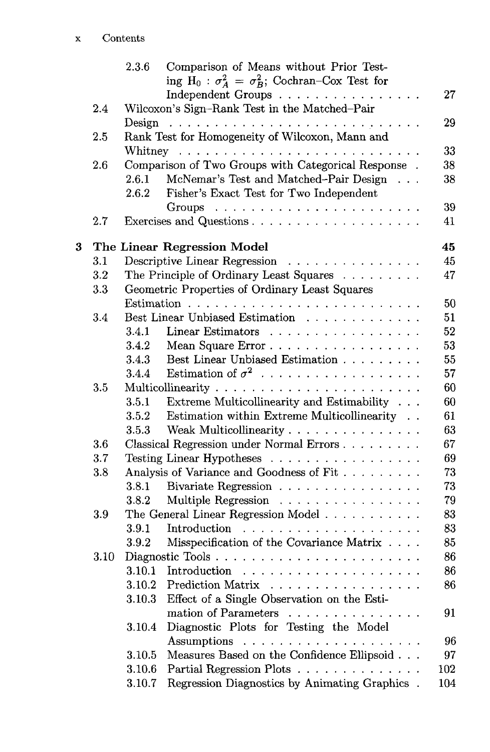| | | | |
|---|---|---|---|
| | 2.3.6 | Comparison of Means without Prior Testing $H_0 : \sigma_A^2 = \sigma_B^2$; Cochran–Cox Test for Independent Groups | 27 |
| 2.4 | | Wilcoxon's Sign–Rank Test in the Matched–Pair Design | 29 |
| 2.5 | | Rank Test for Homogeneity of Wilcoxon, Mann and Whitney | 33 |
| 2.6 | | Comparison of Two Groups with Categorical Response | 38 |
| | 2.6.1 | McNemar's Test and Matched–Pair Design | 38 |
| | 2.6.2 | Fisher's Exact Test for Two Independent Groups | 39 |
| 2.7 | | Exercises and Questions | 41 |

**3 The Linear Regression Model** — 45

| | | | |
|---|---|---|---|
| 3.1 | | Descriptive Linear Regression | 45 |
| 3.2 | | The Principle of Ordinary Least Squares | 47 |
| 3.3 | | Geometric Properties of Ordinary Least Squares Estimation | 50 |
| 3.4 | | Best Linear Unbiased Estimation | 51 |
| | 3.4.1 | Linear Estimators | 52 |
| | 3.4.2 | Mean Square Error | 53 |
| | 3.4.3 | Best Linear Unbiased Estimation | 55 |
| | 3.4.4 | Estimation of $\sigma^2$ | 57 |
| 3.5 | | Multicollinearity | 60 |
| | 3.5.1 | Extreme Multicollinearity and Estimability | 60 |
| | 3.5.2 | Estimation within Extreme Multicollinearity | 61 |
| | 3.5.3 | Weak Multicollinearity | 63 |
| 3.6 | | Classical Regression under Normal Errors | 67 |
| 3.7 | | Testing Linear Hypotheses | 69 |
| 3.8 | | Analysis of Variance and Goodness of Fit | 73 |
| | 3.8.1 | Bivariate Regression | 73 |
| | 3.8.2 | Multiple Regression | 79 |
| 3.9 | | The General Linear Regression Model | 83 |
| | 3.9.1 | Introduction | 83 |
| | 3.9.2 | Misspecification of the Covariance Matrix | 85 |
| 3.10 | | Diagnostic Tools | 86 |
| | 3.10.1 | Introduction | 86 |
| | 3.10.2 | Prediction Matrix | 86 |
| | 3.10.3 | Effect of a Single Observation on the Estimation of Parameters | 91 |
| | 3.10.4 | Diagnostic Plots for Testing the Model Assumptions | 96 |
| | 3.10.5 | Measures Based on the Confidence Ellipsoid | 97 |
| | 3.10.6 | Partial Regression Plots | 102 |
| | 3.10.7 | Regression Diagnostics by Animating Graphics | 104 |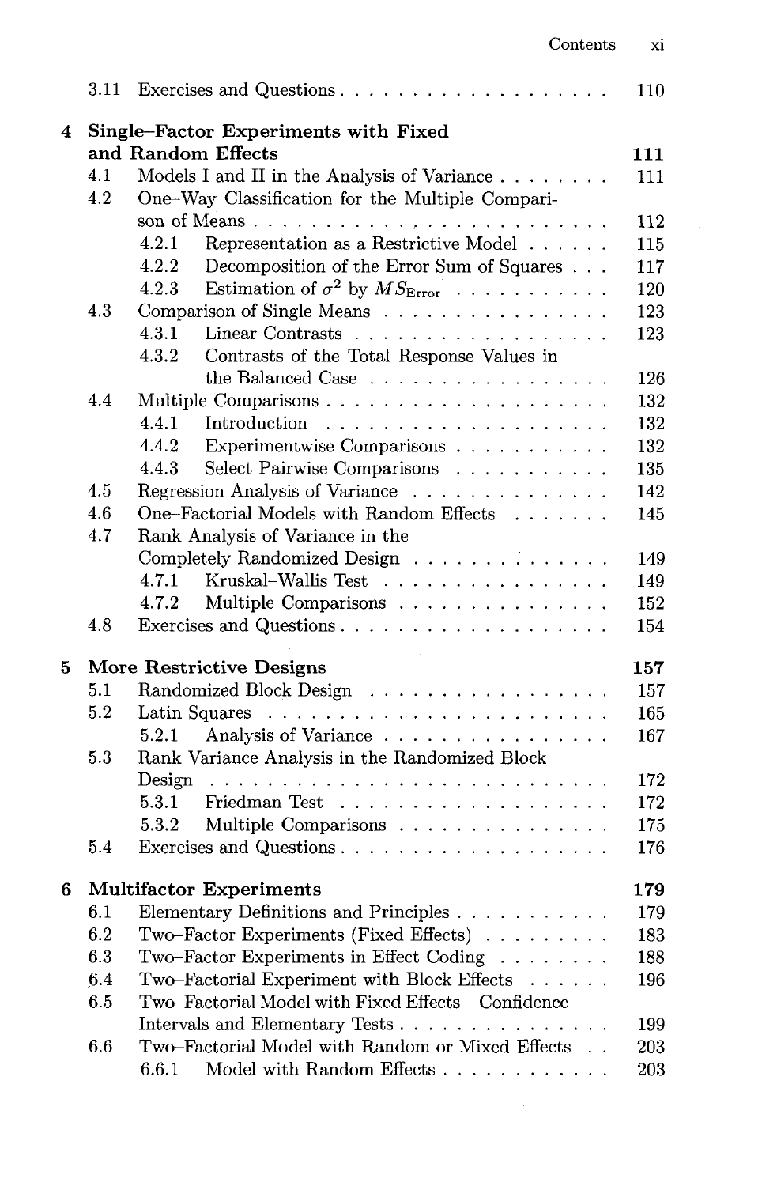| | | |
|---|---|---|
| 3.11 | Exercises and Questions | 110 |
| **4** | **Single–Factor Experiments with Fixed and Random Effects** | **111** |
| 4.1 | Models I and II in the Analysis of Variance | 111 |
| 4.2 | One–Way Classification for the Multiple Comparison of Means | 112 |
| | 4.2.1 Representation as a Restrictive Model | 115 |
| | 4.2.2 Decomposition of the Error Sum of Squares | 117 |
| | 4.2.3 Estimation of $\sigma^2$ by $MS_{\text{Error}}$ | 120 |
| 4.3 | Comparison of Single Means | 123 |
| | 4.3.1 Linear Contrasts | 123 |
| | 4.3.2 Contrasts of the Total Response Values in the Balanced Case | 126 |
| 4.4 | Multiple Comparisons | 132 |
| | 4.4.1 Introduction | 132 |
| | 4.4.2 Experimentwise Comparisons | 132 |
| | 4.4.3 Select Pairwise Comparisons | 135 |
| 4.5 | Regression Analysis of Variance | 142 |
| 4.6 | One–Factorial Models with Random Effects | 145 |
| 4.7 | Rank Analysis of Variance in the Completely Randomized Design | 149 |
| | 4.7.1 Kruskal–Wallis Test | 149 |
| | 4.7.2 Multiple Comparisons | 152 |
| 4.8 | Exercises and Questions | 154 |
| **5** | **More Restrictive Designs** | **157** |
| 5.1 | Randomized Block Design | 157 |
| 5.2 | Latin Squares | 165 |
| | 5.2.1 Analysis of Variance | 167 |
| 5.3 | Rank Variance Analysis in the Randomized Block Design | 172 |
| | 5.3.1 Friedman Test | 172 |
| | 5.3.2 Multiple Comparisons | 175 |
| 5.4 | Exercises and Questions | 176 |
| **6** | **Multifactor Experiments** | **179** |
| 6.1 | Elementary Definitions and Principles | 179 |
| 6.2 | Two–Factor Experiments (Fixed Effects) | 183 |
| 6.3 | Two–Factor Experiments in Effect Coding | 188 |
| 6.4 | Two–Factorial Experiment with Block Effects | 196 |
| 6.5 | Two–Factorial Model with Fixed Effects—Confidence Intervals and Elementary Tests | 199 |
| 6.6 | Two–Factorial Model with Random or Mixed Effects | 203 |
| | 6.6.1 Model with Random Effects | 203 |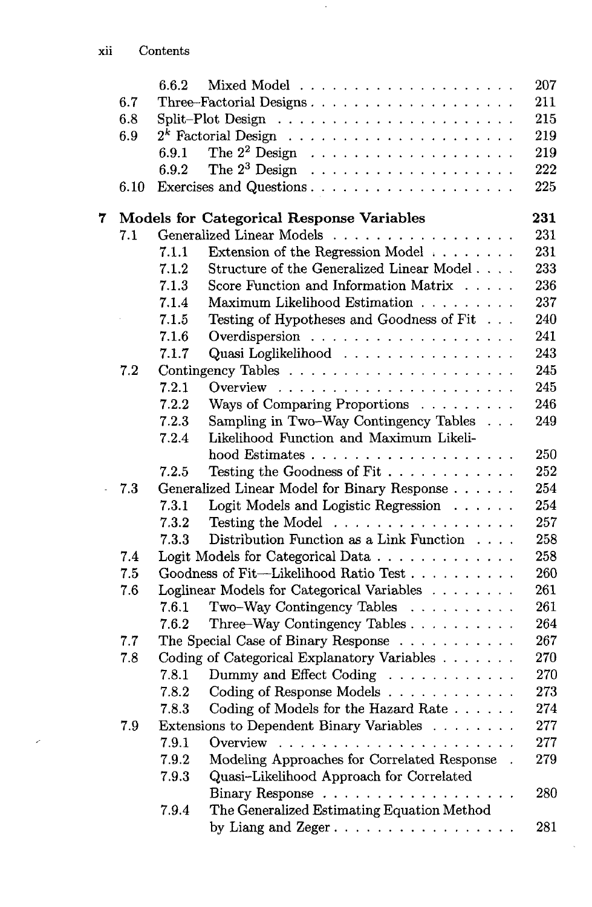6.6.2 Mixed Model . . . . . . . . . . . . . . . . . . . . 207
6.7 Three-Factorial Designs . . . . . . . . . . . . . . . . . . . . 211
6.8 Split-Plot Design . . . . . . . . . . . . . . . . . . . . 215
6.9 $2^k$ Factorial Design . . . . . . . . . . . . . . . . . . . . 219
6.9.1 The $2^2$ Design . . . . . . . . . . . . . . . . . . . . 219
6.9.2 The $2^3$ Design . . . . . . . . . . . . . . . . . . . . 222
6.10 Exercises and Questions . . . . . . . . . . . . . . . . . . . . 225

**7 Models for Categorical Response Variables 231**

7.1 Generalized Linear Models . . . . . . . . . . . . . . . . . . . . 231
7.1.1 Extension of the Regression Model . . . . . . . . 231
7.1.2 Structure of the Generalized Linear Model . . . . 233
7.1.3 Score Function and Information Matrix . . . . . 236
7.1.4 Maximum Likelihood Estimation . . . . . . . . . 237
7.1.5 Testing of Hypotheses and Goodness of Fit . . . 240
7.1.6 Overdispersion . . . . . . . . . . . . . . . . . . . . 241
7.1.7 Quasi Loglikelihood . . . . . . . . . . . . . . . . . 243
7.2 Contingency Tables . . . . . . . . . . . . . . . . . . . . 245
7.2.1 Overview . . . . . . . . . . . . . . . . . . . . 245
7.2.2 Ways of Comparing Proportions . . . . . . . . . 246
7.2.3 Sampling in Two-Way Contingency Tables . . . 249
7.2.4 Likelihood Function and Maximum Likelihood Estimates . . . . . . . . . . . . . . . . . . . . 250
7.2.5 Testing the Goodness of Fit . . . . . . . . . . . . 252
7.3 Generalized Linear Model for Binary Response . . . . . . 254
7.3.1 Logit Models and Logistic Regression . . . . . . 254
7.3.2 Testing the Model . . . . . . . . . . . . . . . . . 257
7.3.3 Distribution Function as a Link Function . . . . 258
7.4 Logit Models for Categorical Data . . . . . . . . . . . . . 258
7.5 Goodness of Fit—Likelihood Ratio Test . . . . . . . . . . 260
7.6 Loglinear Models for Categorical Variables . . . . . . . . 261
7.6.1 Two-Way Contingency Tables . . . . . . . . . . 261
7.6.2 Three-Way Contingency Tables . . . . . . . . . . 264
7.7 The Special Case of Binary Response . . . . . . . . . . . 267
7.8 Coding of Categorical Explanatory Variables . . . . . . . 270
7.8.1 Dummy and Effect Coding . . . . . . . . . . . . 270
7.8.2 Coding of Response Models . . . . . . . . . . . . 273
7.8.3 Coding of Models for the Hazard Rate . . . . . . 274
7.9 Extensions to Dependent Binary Variables . . . . . . . . 277
7.9.1 Overview . . . . . . . . . . . . . . . . . . . . 277
7.9.2 Modeling Approaches for Correlated Response . 279
7.9.3 Quasi-Likelihood Approach for Correlated Binary Response . . . . . . . . . . . . . . . . . . . . 280
7.9.4 The Generalized Estimating Equation Method by Liang and Zeger . . . . . . . . . . . . . . . . . 281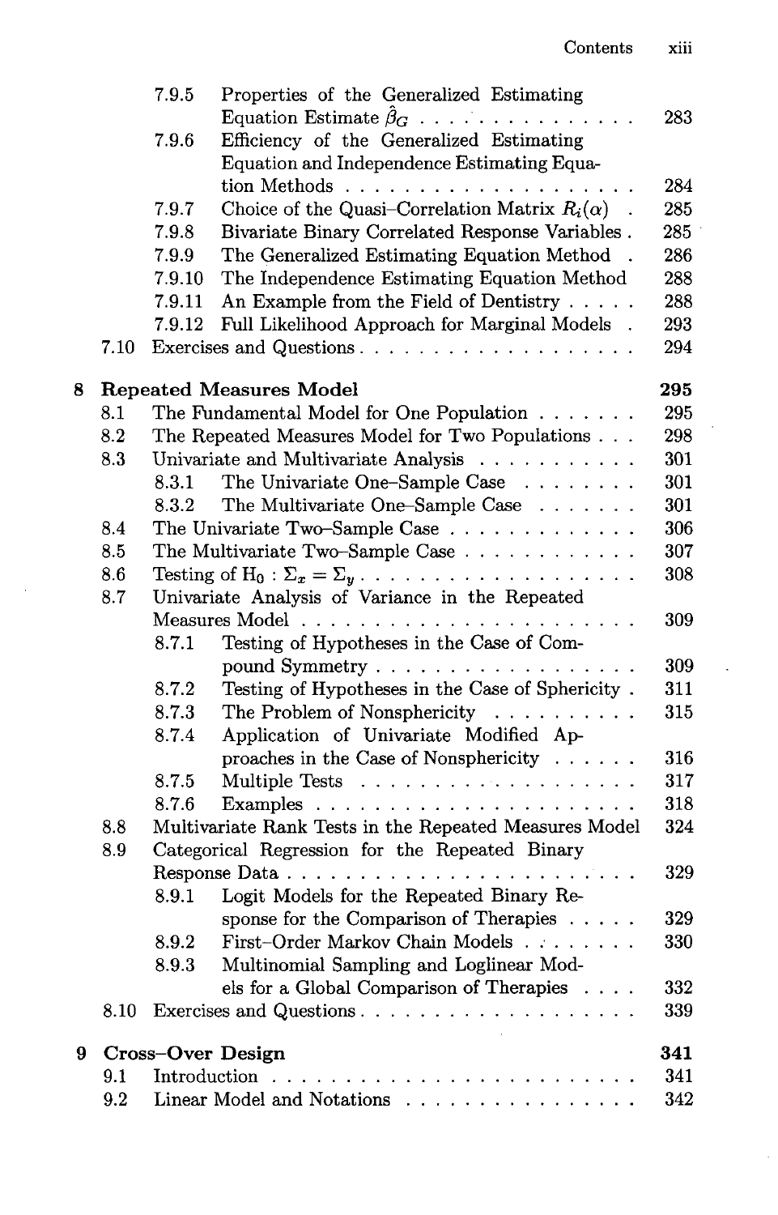7.9.5 Properties of the Generalized Estimating Equation Estimate $\hat{\beta}_G$ . . . . . . . . . . . . 283
7.9.6 Efficiency of the Generalized Estimating Equation and Independence Estimating Equation Methods . . . . . . . . . . . . . . . . . . . . 284
7.9.7 Choice of the Quasi–Correlation Matrix $R_i(\alpha)$ . 285
7.9.8 Bivariate Binary Correlated Response Variables . 285
7.9.9 The Generalized Estimating Equation Method . 286
7.9.10 The Independence Estimating Equation Method 288
7.9.11 An Example from the Field of Dentistry . . . . . 288
7.9.12 Full Likelihood Approach for Marginal Models . 293

7.10 Exercises and Questions . . . . . . . . . . . . . . . . . . 294

**8 Repeated Measures Model 295**

8.1 The Fundamental Model for One Population . . . . . . . 295
8.2 The Repeated Measures Model for Two Populations . . . 298
8.3 Univariate and Multivariate Analysis . . . . . . . . . . . 301
8.3.1 The Univariate One–Sample Case . . . . . . . . 301
8.3.2 The Multivariate One–Sample Case . . . . . . . 301
8.4 The Univariate Two–Sample Case . . . . . . . . . . . . . 306
8.5 The Multivariate Two–Sample Case . . . . . . . . . . . . 307
8.6 Testing of $\text{H}_0 : \Sigma_x = \Sigma_y$ . . . . . . . . . . . . . . . . . . 308
8.7 Univariate Analysis of Variance in the Repeated Measures Model . . . . . . . . . . . . . . . . . . . . . . 309
8.7.1 Testing of Hypotheses in the Case of Compound Symmetry . . . . . . . . . . . . . . . . . 309
8.7.2 Testing of Hypotheses in the Case of Sphericity . 311
8.7.3 The Problem of Nonsphericity . . . . . . . . . . 315
8.7.4 Application of Univariate Modified Approaches in the Case of Nonsphericity . . . . . . 316
8.7.5 Multiple Tests . . . . . . . . . . . . . . . . . . . 317
8.7.6 Examples . . . . . . . . . . . . . . . . . . . . . 318
8.8 Multivariate Rank Tests in the Repeated Measures Model 324
8.9 Categorical Regression for the Repeated Binary Response Data . . . . . . . . . . . . . . . . . . . . . . . 329
8.9.1 Logit Models for the Repeated Binary Response for the Comparison of Therapies . . . . . 329
8.9.2 First–Order Markov Chain Models . . . . . . . . 330
8.9.3 Multinomial Sampling and Loglinear Models for a Global Comparison of Therapies . . . . 332
8.10 Exercises and Questions . . . . . . . . . . . . . . . . . . 339

**9 Cross–Over Design 341**

9.1 Introduction . . . . . . . . . . . . . . . . . . . . . . . . 341
9.2 Linear Model and Notations . . . . . . . . . . . . . . . . 342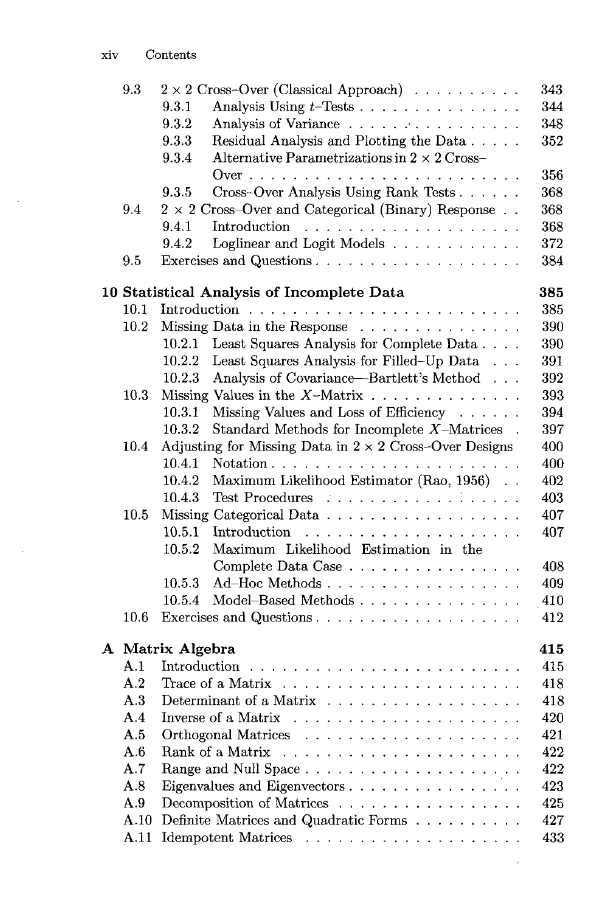| | | |
|---|---|---|
| 9.3 | $2 \times 2$ Cross–Over (Classical Approach) | 343 |
| | 9.3.1 Analysis Using $t$–Tests | 344 |
| | 9.3.2 Analysis of Variance | 348 |
| | 9.3.3 Residual Analysis and Plotting the Data | 352 |
| | 9.3.4 Alternative Parametrizations in $2 \times 2$ Cross–Over | 356 |
| | 9.3.5 Cross–Over Analysis Using Rank Tests | 368 |
| 9.4 | $2 \times 2$ Cross–Over and Categorical (Binary) Response | 368 |
| | 9.4.1 Introduction | 368 |
| | 9.4.2 Loglinear and Logit Models | 372 |
| 9.5 | Exercises and Questions | 384 |

**10 Statistical Analysis of Incomplete Data** **385**

| | | |
|---|---|---|
| 10.1 | Introduction | 385 |
| 10.2 | Missing Data in the Response | 390 |
| | 10.2.1 Least Squares Analysis for Complete Data | 390 |
| | 10.2.2 Least Squares Analysis for Filled–Up Data | 391 |
| | 10.2.3 Analysis of Covariance—Bartlett's Method | 392 |
| 10.3 | Missing Values in the $X$–Matrix | 393 |
| | 10.3.1 Missing Values and Loss of Efficiency | 394 |
| | 10.3.2 Standard Methods for Incomplete $X$–Matrices | 397 |
| 10.4 | Adjusting for Missing Data in $2 \times 2$ Cross–Over Designs | 400 |
| | 10.4.1 Notation | 400 |
| | 10.4.2 Maximum Likelihood Estimator (Rao, 1956) | 402 |
| | 10.4.3 Test Procedures | 403 |
| 10.5 | Missing Categorical Data | 407 |
| | 10.5.1 Introduction | 407 |
| | 10.5.2 Maximum Likelihood Estimation in the Complete Data Case | 408 |
| | 10.5.3 Ad–Hoc Methods | 409 |
| | 10.5.4 Model–Based Methods | 410 |
| 10.6 | Exercises and Questions | 412 |

**A Matrix Algebra** **415**

| | | |
|---|---|---|
| A.1 | Introduction | 415 |
| A.2 | Trace of a Matrix | 418 |
| A.3 | Determinant of a Matrix | 418 |
| A.4 | Inverse of a Matrix | 420 |
| A.5 | Orthogonal Matrices | 421 |
| A.6 | Rank of a Matrix | 422 |
| A.7 | Range and Null Space | 422 |
| A.8 | Eigenvalues and Eigenvectors | 423 |
| A.9 | Decomposition of Matrices | 425 |
| A.10 | Definite Matrices and Quadratic Forms | 427 |
| A.11 | Idempotent Matrices | 433 |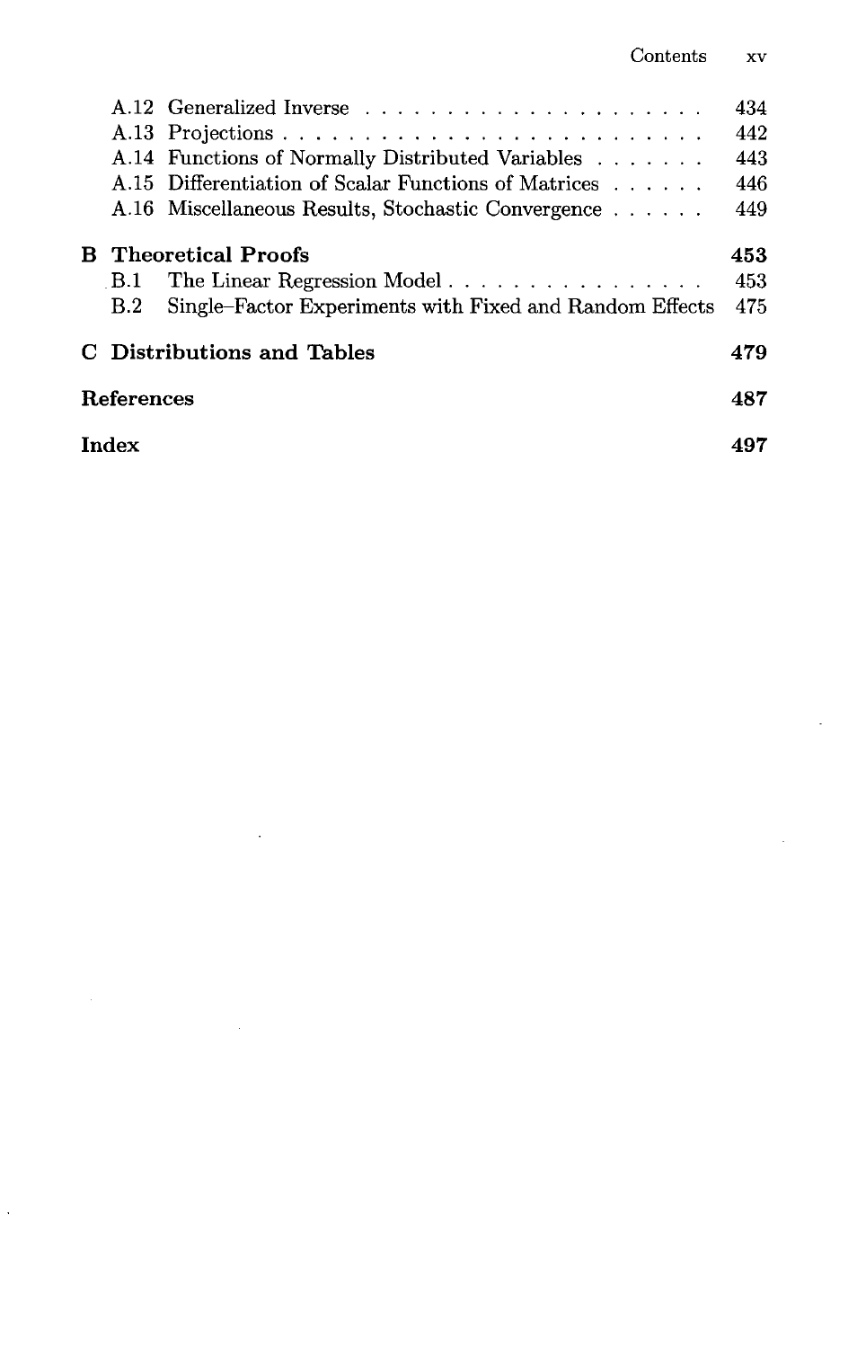| | | |
|---|---|---|
| A.12 | Generalized Inverse | 434 |
| A.13 | Projections | 442 |
| A.14 | Functions of Normally Distributed Variables | 443 |
| A.15 | Differentiation of Scalar Functions of Matrices | 446 |
| A.16 | Miscellaneous Results, Stochastic Convergence | 449 |

**B Theoretical Proofs** **453**

| | | |
|---|---|---|
| B.1 | The Linear Regression Model | 453 |
| B.2 | Single–Factor Experiments with Fixed and Random Effects | 475 |

**C Distributions and Tables** **479**

**References** **487**

**Index** **497**